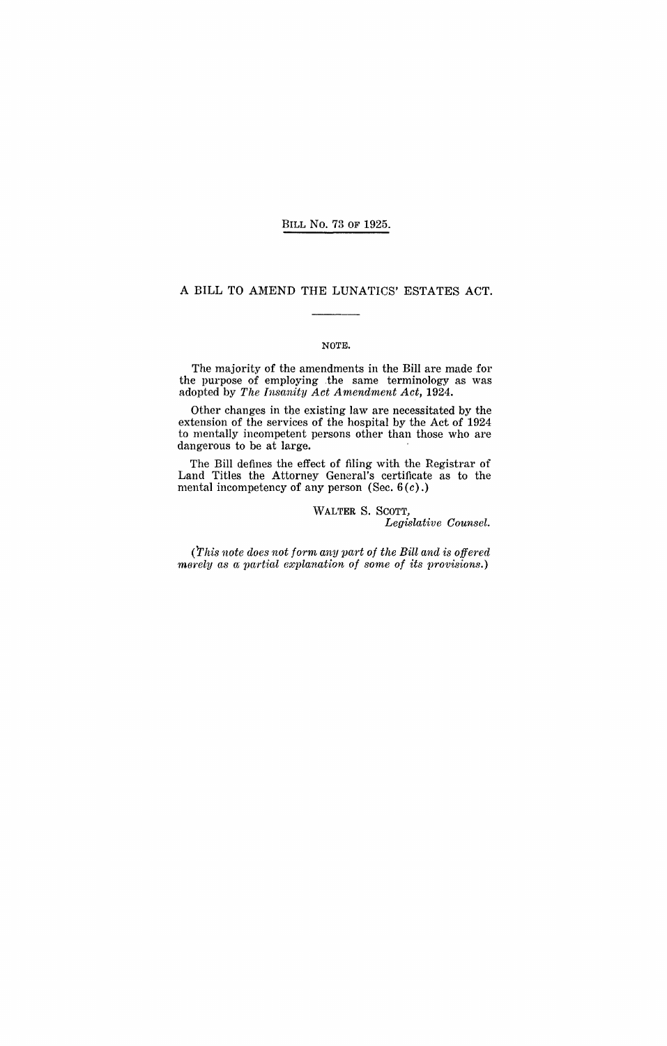BILL No. 73 OF 1925.

# A BILL TO AMEND THE LUNATICS' ESTATES ACT.

NOTE.

The majority of the amendments in the Bill are made for the purpose of employing the same terminology as was adopted by *The Insanity Act Amendment Act*, 1924.

Other changes in the existing law are necessitated by the extension of the services of the hospital by the Act of 1924 to mentally incompetent persons other than those who are dangerous to be at large.

The Bill defines the effect of filing with the Registrar of Land Titles the Attorney General's certificate as to the mental incompetency of any person (Sec. 6(*c*).)

WALTER S. SCOTT,
*Legislative Counsel.*

(*This note does not form any part of the Bill and is offered merely as a partial explanation of some of its provisions.*)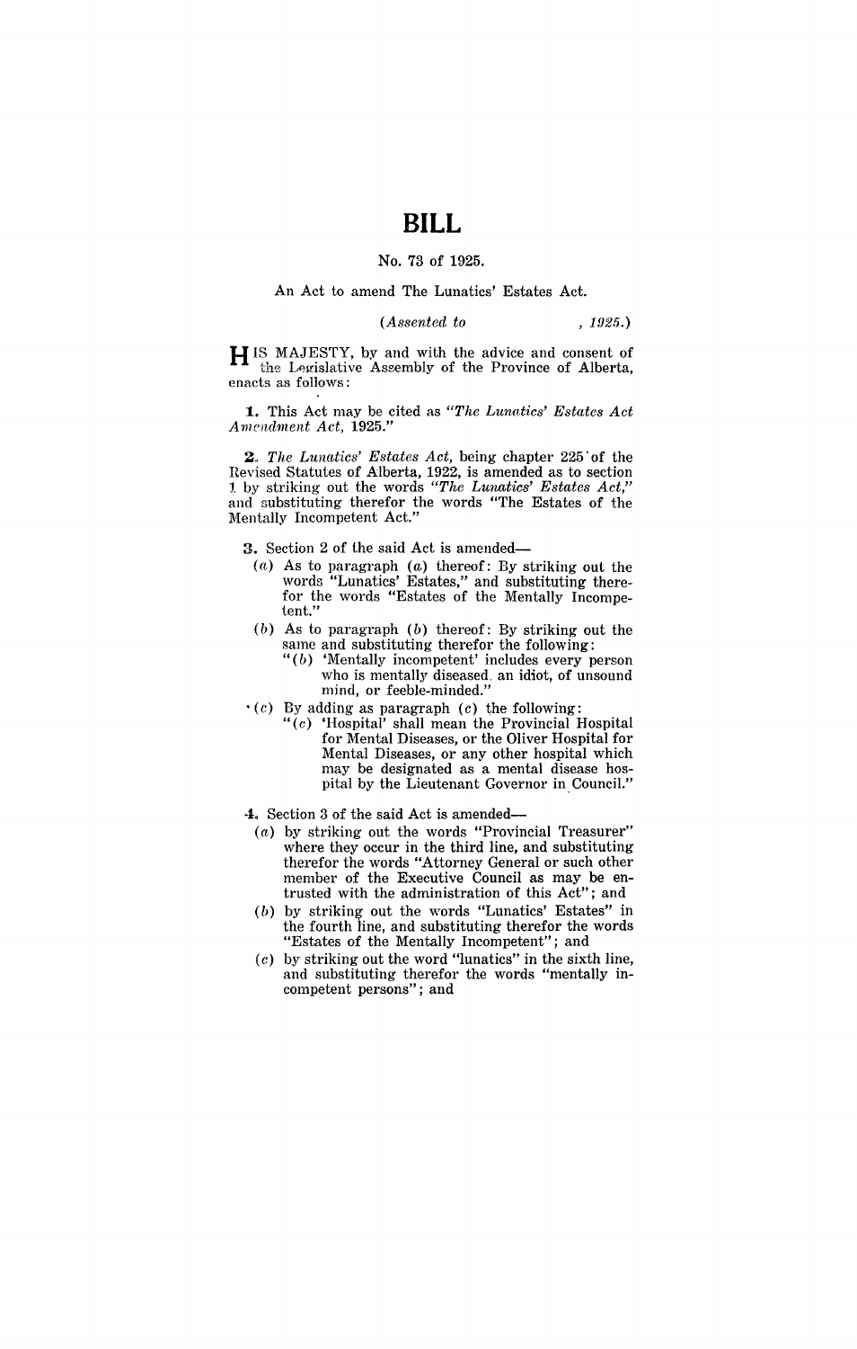# BILL

No. 73 of 1925.

An Act to amend The Lunatics' Estates Act.

*(Assented to , 1925.)*

HIS MAJESTY, by and with the advice and consent of the Legislative Assembly of the Province of Alberta, enacts as follows:

**1.** This Act may be cited as *"The Lunatics' Estates Act Amendment Act, 1925."*

**2.** *The Lunatics' Estates Act*, being chapter 225 of the Revised Statutes of Alberta, 1922, is amended as to section 1 by striking out the words *"The Lunatics' Estates Act,"* and substituting therefor the words "The Estates of the Mentally Incompetent Act."

**3.** Section 2 of the said Act is amended—

(*a*) As to paragraph (*a*) thereof: By striking out the words "Lunatics' Estates," and substituting therefor the words "Estates of the Mentally Incompetent."

(*b*) As to paragraph (*b*) thereof: By striking out the same and substituting therefor the following:

"(*b*) 'Mentally incompetent' includes every person who is mentally diseased, an idiot, of unsound mind, or feeble-minded."

(*c*) By adding as paragraph (*c*) the following:

"(*c*) 'Hospital' shall mean the Provincial Hospital for Mental Diseases, or the Oliver Hospital for Mental Diseases, or any other hospital which may be designated as a mental disease hospital by the Lieutenant Governor in Council."

**4.** Section 3 of the said Act is amended—

(*a*) by striking out the words "Provincial Treasurer" where they occur in the third line, and substituting therefor the words "Attorney General or such other member of the Executive Council as may be entrusted with the administration of this Act"; and

(*b*) by striking out the words "Lunatics' Estates" in the fourth line, and substituting therefor the words "Estates of the Mentally Incompetent"; and

(*c*) by striking out the word "lunatics" in the sixth line, and substituting therefor the words "mentally incompetent persons"; and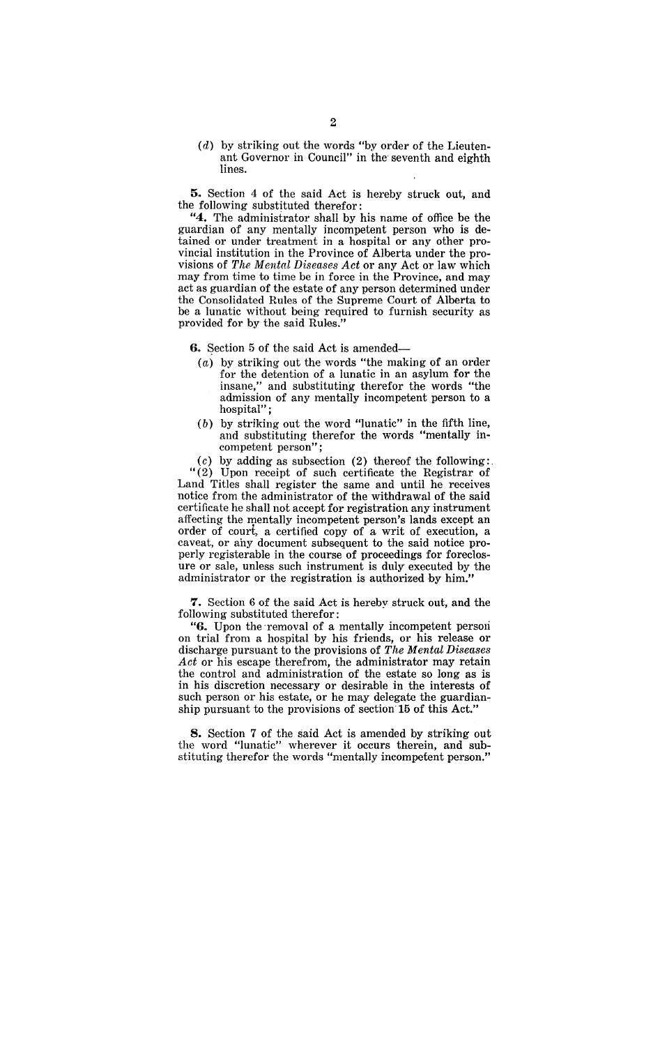(*d*) by striking out the words "by order of the Lieutenant Governor in Council" in the seventh and eighth lines.

**5.** Section 4 of the said Act is hereby struck out, and the following substituted therefor:

"**4.** The administrator shall by his name of office be the guardian of any mentally incompetent person who is detained or under treatment in a hospital or any other provincial institution in the Province of Alberta under the provisions of *The Mental Diseases Act* or any Act or law which may from time to time be in force in the Province, and may act as guardian of the estate of any person determined under the Consolidated Rules of the Supreme Court of Alberta to be a lunatic without being required to furnish security as provided for by the said Rules."

**6.** Section 5 of the said Act is amended—

(*a*) by striking out the words "the making of an order for the detention of a lunatic in an asylum for the insane," and substituting therefor the words "the admission of any mentally incompetent person to a hospital";

(*b*) by striking out the word "lunatic" in the fifth line, and substituting therefor the words "mentally incompetent person";

(*c*) by adding as subsection (2) thereof the following:

"(2) Upon receipt of such certificate the Registrar of Land Titles shall register the same and until he receives notice from the administrator of the withdrawal of the said certificate he shall not accept for registration any instrument affecting the mentally incompetent person's lands except an order of court, a certified copy of a writ of execution, a caveat, or any document subsequent to the said notice properly registerable in the course of proceedings for foreclosure or sale, unless such instrument is duly executed by the administrator or the registration is authorized by him."

**7.** Section 6 of the said Act is hereby struck out, and the following substituted therefor:

"**6.** Upon the removal of a mentally incompetent person on trial from a hospital by his friends, or his release or discharge pursuant to the provisions of *The Mental Diseases Act* or his escape therefrom, the administrator may retain the control and administration of the estate so long as is in his discretion necessary or desirable in the interests of such person or his estate, or he may delegate the guardianship pursuant to the provisions of section 15 of this Act."

**8.** Section 7 of the said Act is amended by striking out the word "lunatic" wherever it occurs therein, and substituting therefor the words "mentally incompetent person."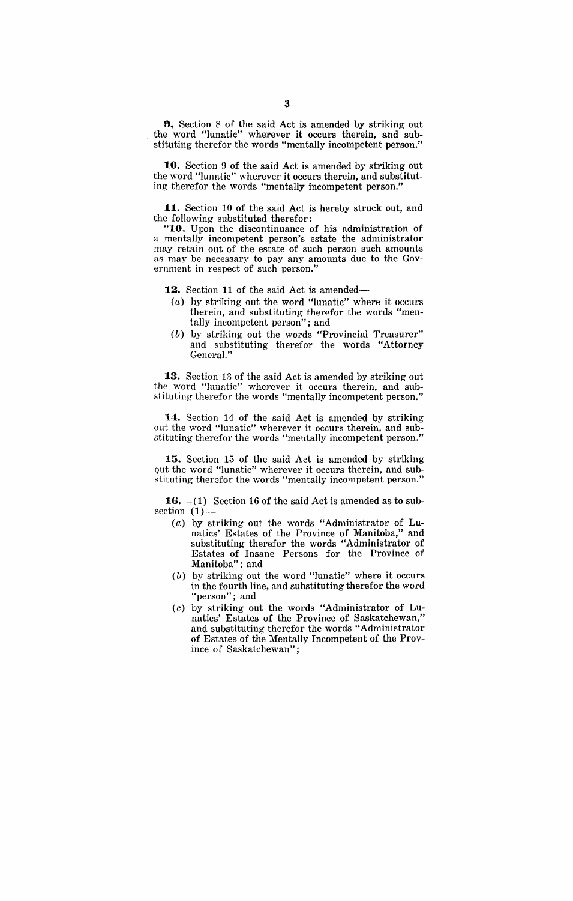**9.** Section 8 of the said Act is amended by striking out the word "lunatic" wherever it occurs therein, and substituting therefor the words "mentally incompetent person."

**10.** Section 9 of the said Act is amended by striking out the word "lunatic" wherever it occurs therein, and substituting therefor the words "mentally incompetent person."

**11.** Section 10 of the said Act is hereby struck out, and the following substituted therefor:

"**10.** Upon the discontinuance of his administration of a mentally incompetent person's estate the administrator may retain out of the estate of such person such amounts as may be necessary to pay any amounts due to the Government in respect of such person."

**12.** Section 11 of the said Act is amended—

- (*a*) by striking out the word "lunatic" where it occurs therein, and substituting therefor the words "mentally incompetent person"; and
- (*b*) by striking out the words "Provincial Treasurer" and substituting therefor the words "Attorney General."

**13.** Section 13 of the said Act is amended by striking out the word "lunatic" wherever it occurs therein, and substituting therefor the words "mentally incompetent person."

**14.** Section 14 of the said Act is amended by striking out the word "lunatic" wherever it occurs therein, and substituting therefor the words "mentally incompetent person."

**15.** Section 15 of the said Act is amended by striking out the word "lunatic" wherever it occurs therein, and substituting therefor the words "mentally incompetent person."

**16.**—(1) Section 16 of the said Act is amended as to subsection (1)—

- (*a*) by striking out the words "Administrator of Lunatics' Estates of the Province of Manitoba," and substituting therefor the words "Administrator of Estates of Insane Persons for the Province of Manitoba"; and
- (*b*) by striking out the word "lunatic" where it occurs in the fourth line, and substituting therefor the word "person"; and
- (*c*) by striking out the words "Administrator of Lunatics' Estates of the Province of Saskatchewan," and substituting therefor the words "Administrator of Estates of the Mentally Incompetent of the Province of Saskatchewan";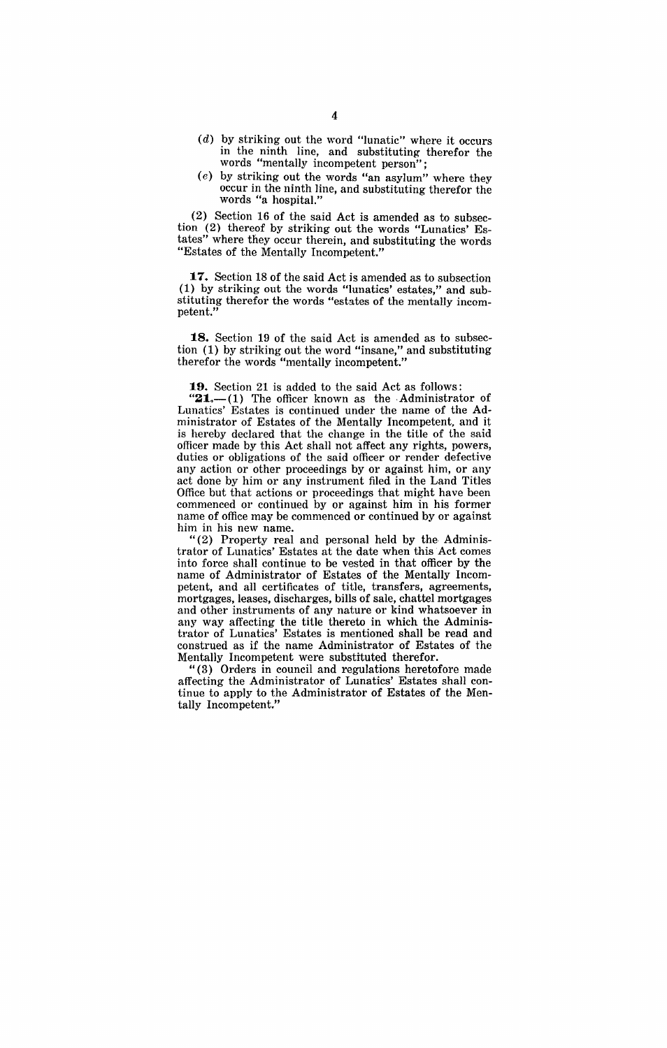(*d*) by striking out the word "lunatic" where it occurs in the ninth line, and substituting therefor the words "mentally incompetent person";

(*e*) by striking out the words "an asylum" where they occur in the ninth line, and substituting therefor the words "a hospital."

(2) Section 16 of the said Act is amended as to subsection (2) thereof by striking out the words "Lunatics' Estates" where they occur therein, and substituting the words "Estates of the Mentally Incompetent."

**17.** Section 18 of the said Act is amended as to subsection (1) by striking out the words "lunatics' estates," and substituting therefor the words "estates of the mentally incompetent."

**18.** Section 19 of the said Act is amended as to subsection (1) by striking out the word "insane," and substituting therefor the words "mentally incompetent."

**19.** Section 21 is added to the said Act as follows:

"**21.**—(1) The officer known as the Administrator of Lunatics' Estates is continued under the name of the Administrator of Estates of the Mentally Incompetent, and it is hereby declared that the change in the title of the said officer made by this Act shall not affect any rights, powers, duties or obligations of the said officer or render defective any action or other proceedings by or against him, or any act done by him or any instrument filed in the Land Titles Office but that actions or proceedings that might have been commenced or continued by or against him in his former name of office may be commenced or continued by or against him in his new name.

"(2) Property real and personal held by the Administrator of Lunatics' Estates at the date when this Act comes into force shall continue to be vested in that officer by the name of Administrator of Estates of the Mentally Incompetent, and all certificates of title, transfers, agreements, mortgages, leases, discharges, bills of sale, chattel mortgages and other instruments of any nature or kind whatsoever in any way affecting the title thereto in which the Administrator of Lunatics' Estates is mentioned shall be read and construed as if the name Administrator of Estates of the Mentally Incompetent were substituted therefor.

"(3) Orders in council and regulations heretofore made affecting the Administrator of Lunatics' Estates shall continue to apply to the Administrator of Estates of the Mentally Incompetent."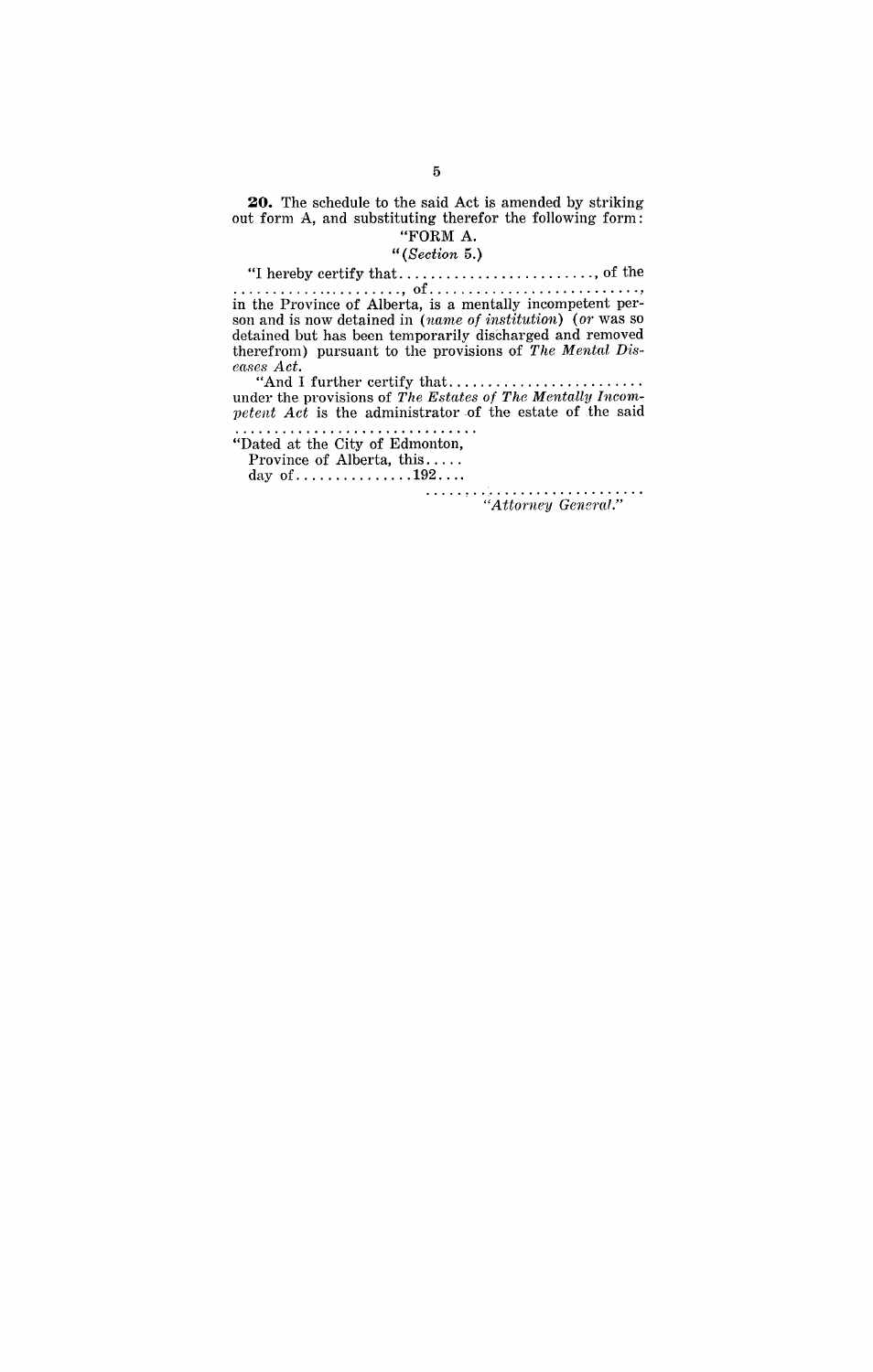**20.** The schedule to the said Act is amended by striking out form A, and substituting therefor the following form:

"FORM A.

"(*Section* 5.)

"I hereby certify that.........................., of the ......................., of..........................., in the Province of Alberta, is a mentally incompetent person and is now detained in (*name of institution*) (*or* was so detained but has been temporarily discharged and removed therefrom) pursuant to the provisions of *The Mental Diseases Act*.

"And I further certify that......................... under the provisions of *The Estates of The Mentally Incompetent Act* is the administrator of the estate of the said ...............................

"Dated at the City of Edmonton,
Province of Alberta, this.....
day of...............192....

.............................
*"Attorney General."*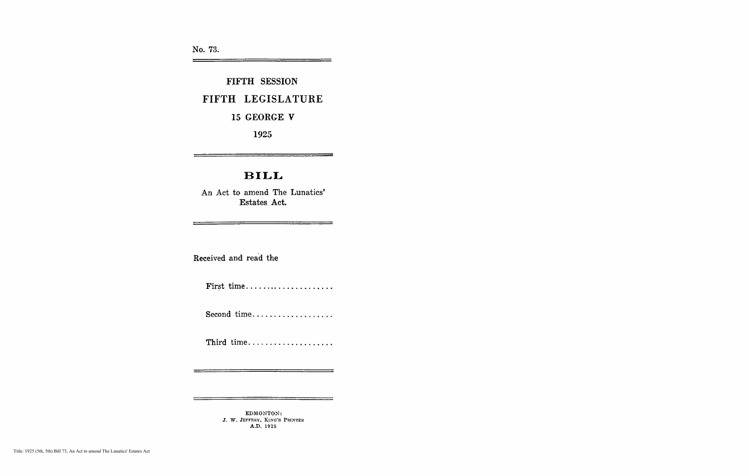No. 73.

FIFTH SESSION

FIFTH LEGISLATURE

15 GEORGE V

1925

# BILL

An Act to amend The Lunatics' Estates Act.

Received and read the

First time....................

Second time..................

Third time...................

EDMONTON:
J. W. JEFFERY, KING'S PRINTER
A.D. 1925

Title: 1925 (5th, 5th) Bill 73, An Act to amend The Lunatics' Estates Act